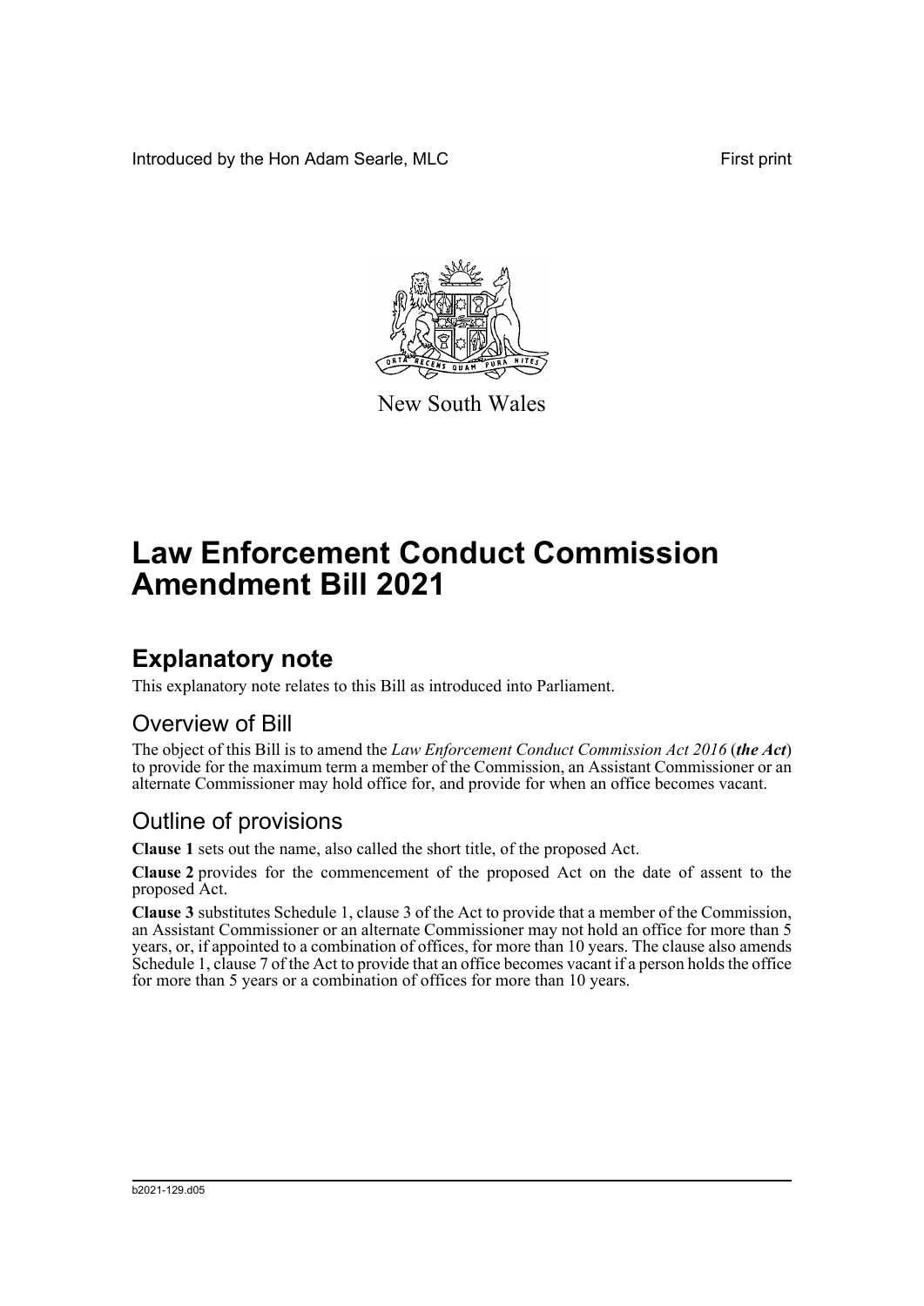Introduced by the Hon Adam Searle, MLC

First print

New South Wales

# Law Enforcement Conduct Commission Amendment Bill 2021

## Explanatory note

This explanatory note relates to this Bill as introduced into Parliament.

### Overview of Bill

The object of this Bill is to amend the *Law Enforcement Conduct Commission Act 2016* (***the Act***) to provide for the maximum term a member of the Commission, an Assistant Commissioner or an alternate Commissioner may hold office for, and provide for when an office becomes vacant.

### Outline of provisions

**Clause 1** sets out the name, also called the short title, of the proposed Act.

**Clause 2** provides for the commencement of the proposed Act on the date of assent to the proposed Act.

**Clause 3** substitutes Schedule 1, clause 3 of the Act to provide that a member of the Commission, an Assistant Commissioner or an alternate Commissioner may not hold an office for more than 5 years, or, if appointed to a combination of offices, for more than 10 years. The clause also amends Schedule 1, clause 7 of the Act to provide that an office becomes vacant if a person holds the office for more than 5 years or a combination of offices for more than 10 years.

b2021-129.d05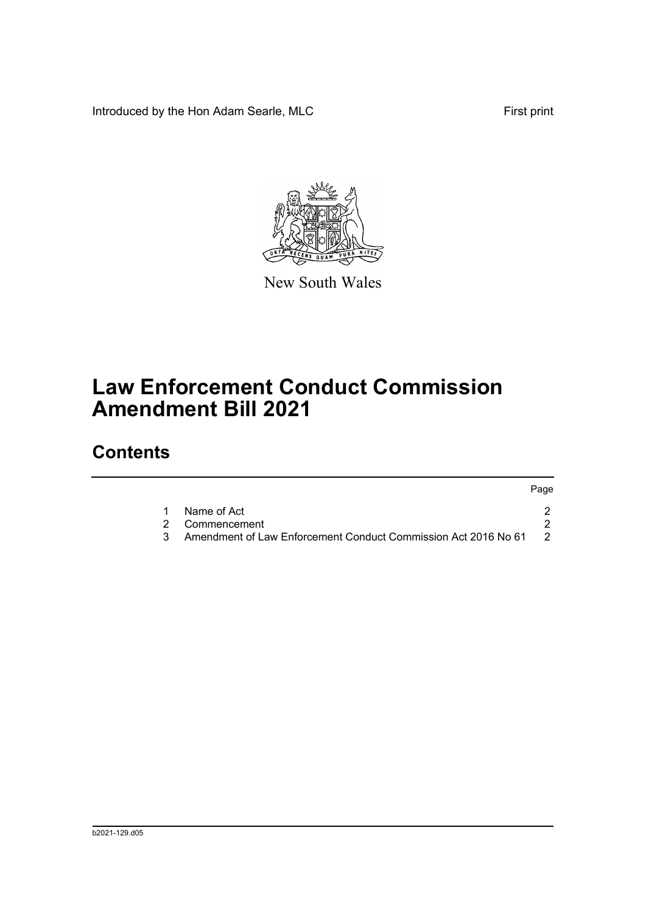Introduced by the Hon Adam Searle, MLC First print

New South Wales

# Law Enforcement Conduct Commission Amendment Bill 2021

## Contents

| | | Page |
|---|---|---|
| 1 | Name of Act | 2 |
| 2 | Commencement | 2 |
| 3 | Amendment of Law Enforcement Conduct Commission Act 2016 No 61 | 2 |

b2021-129.d05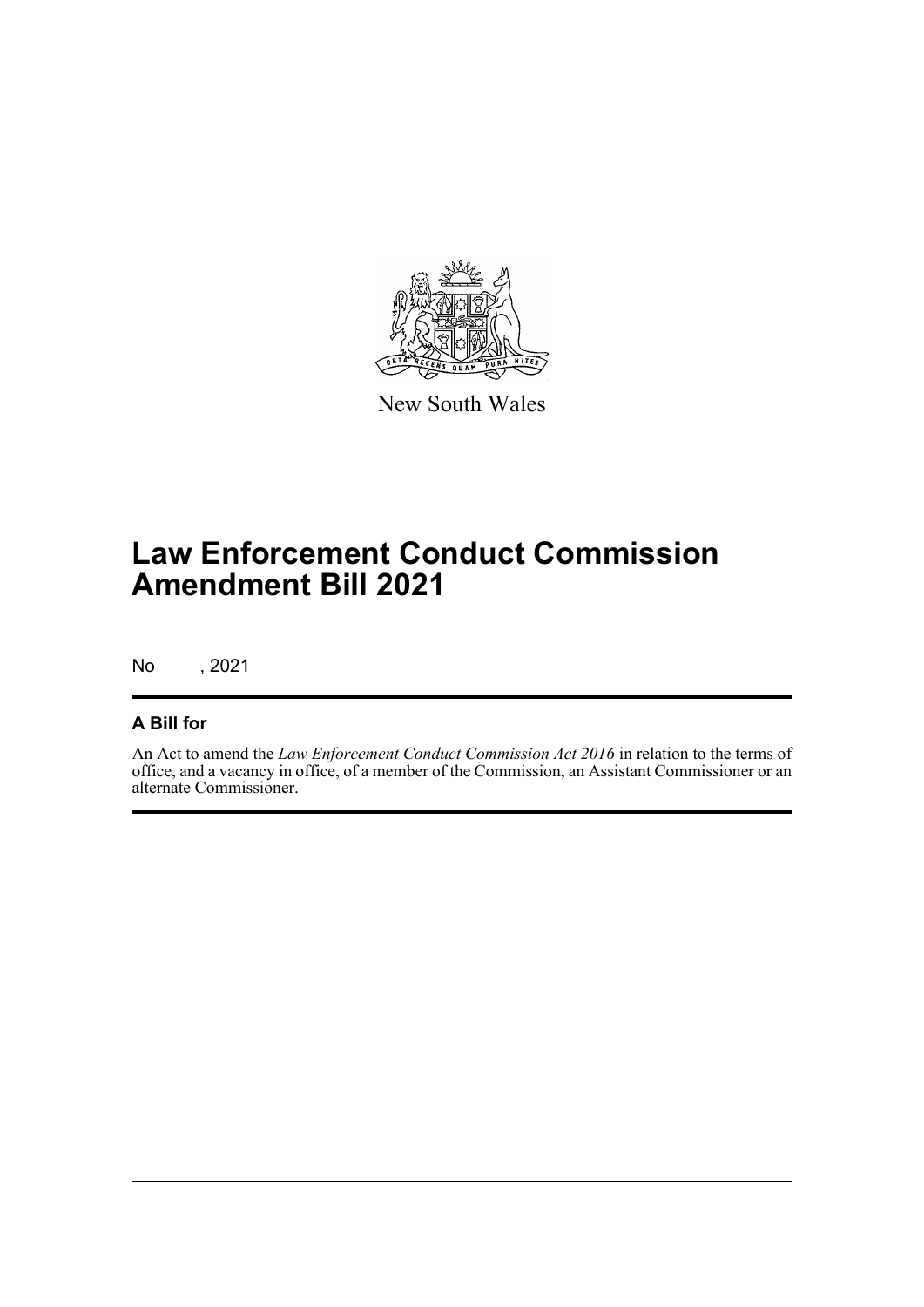New South Wales

# Law Enforcement Conduct Commission Amendment Bill 2021

No , 2021

## A Bill for

An Act to amend the *Law Enforcement Conduct Commission Act 2016* in relation to the terms of office, and a vacancy in office, of a member of the Commission, an Assistant Commissioner or an alternate Commissioner.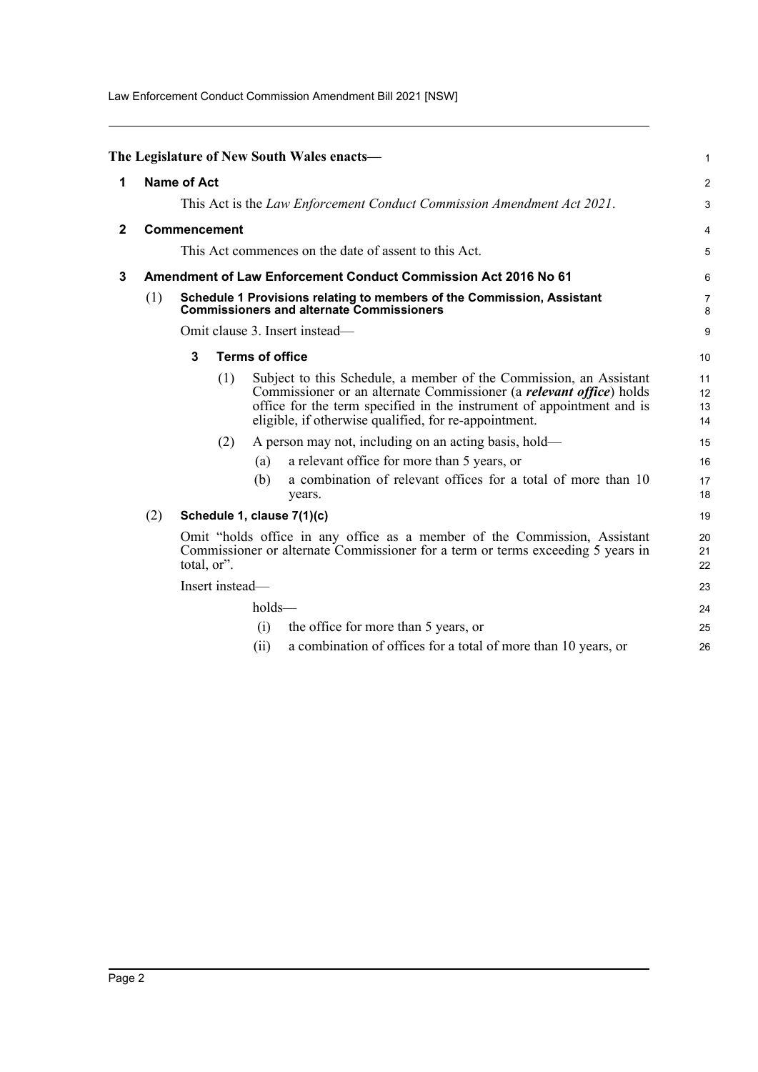The Legislature of New South Wales enacts—

## 1 Name of Act

This Act is the *Law Enforcement Conduct Commission Amendment Act 2021*.

## 2 Commencement

This Act commences on the date of assent to this Act.

## 3 Amendment of Law Enforcement Conduct Commission Act 2016 No 61

### (1) Schedule 1 Provisions relating to members of the Commission, Assistant Commissioners and alternate Commissioners

Omit clause 3. Insert instead—

**3 Terms of office**

(1) Subject to this Schedule, a member of the Commission, an Assistant Commissioner or an alternate Commissioner (a ***relevant office***) holds office for the term specified in the instrument of appointment and is eligible, if otherwise qualified, for re-appointment.

(2) A person may not, including on an acting basis, hold—

(a) a relevant office for more than 5 years, or

(b) a combination of relevant offices for a total of more than 10 years.

### (2) Schedule 1, clause 7(1)(c)

Omit "holds office in any office as a member of the Commission, Assistant Commissioner or alternate Commissioner for a term or terms exceeding 5 years in total, or".

Insert instead—

holds—

(i) the office for more than 5 years, or

(ii) a combination of offices for a total of more than 10 years, or